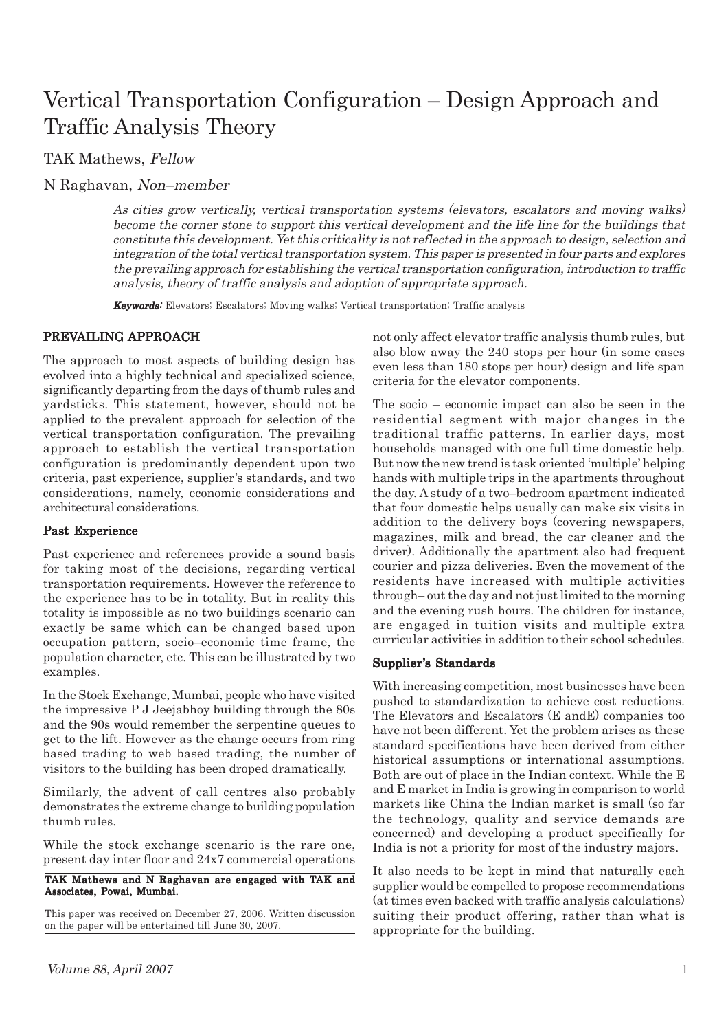# Vertical Transportation Configuration – Design Approach and Traffic Analysis Theory

TAK Mathews, *Fellow*

N Raghavan, *Non–member*

*As cities grow vertically, vertical transportation systems (elevators, escalators and moving walks) become the corner stone to support this vertical development and the life line for the buildings that constitute this development. Yet this criticality is not reflected in the approach to design, selection and integration of the total vertical transportation system. This paper is presented in four parts and explores the prevailing approach for establishing the vertical transportation configuration, introduction to traffic analysis, theory of traffic analysis and adoption of appropriate approach.*

***Keywords:*** Elevators; Escalators; Moving walks; Vertical transportation; Traffic analysis

## PREVAILING APPROACH

The approach to most aspects of building design has evolved into a highly technical and specialized science, significantly departing from the days of thumb rules and yardsticks. This statement, however, should not be applied to the prevalent approach for selection of the vertical transportation configuration. The prevailing approach to establish the vertical transportation configuration is predominantly dependent upon two criteria, past experience, supplier's standards, and two considerations, namely, economic considerations and architectural considerations.

### Past Experience

Past experience and references provide a sound basis for taking most of the decisions, regarding vertical transportation requirements. However the reference to the experience has to be in totality. But in reality this totality is impossible as no two buildings scenario can exactly be same which can be changed based upon occupation pattern, socio–economic time frame, the population character, etc. This can be illustrated by two examples.

In the Stock Exchange, Mumbai, people who have visited the impressive P J Jeejabhoy building through the 80s and the 90s would remember the serpentine queues to get to the lift. However as the change occurs from ring based trading to web based trading, the number of visitors to the building has been droped dramatically.

Similarly, the advent of call centres also probably demonstrates the extreme change to building population thumb rules.

While the stock exchange scenario is the rare one, present day inter floor and 24x7 commercial operations not only affect elevator traffic analysis thumb rules, but also blow away the 240 stops per hour (in some cases even less than 180 stops per hour) design and life span criteria for the elevator components.

The socio – economic impact can also be seen in the residential segment with major changes in the traditional traffic patterns. In earlier days, most households managed with one full time domestic help. But now the new trend is task oriented 'multiple' helping hands with multiple trips in the apartments throughout the day. A study of a two–bedroom apartment indicated that four domestic helps usually can make six visits in addition to the delivery boys (covering newspapers, magazines, milk and bread, the car cleaner and the driver). Additionally the apartment also had frequent courier and pizza deliveries. Even the movement of the residents have increased with multiple activities through– out the day and not just limited to the morning and the evening rush hours. The children for instance, are engaged in tuition visits and multiple extra curricular activities in addition to their school schedules.

### Supplier's Standards

With increasing competition, most businesses have been pushed to standardization to achieve cost reductions. The Elevators and Escalators (E andE) companies too have not been different. Yet the problem arises as these standard specifications have been derived from either historical assumptions or international assumptions. Both are out of place in the Indian context. While the E and E market in India is growing in comparison to world markets like China the Indian market is small (so far the technology, quality and service demands are concerned) and developing a product specifically for India is not a priority for most of the industry majors.

It also needs to be kept in mind that naturally each supplier would be compelled to propose recommendations (at times even backed with traffic analysis calculations) suiting their product offering, rather than what is appropriate for the building.

**TAK Mathews and N Raghavan are engaged with TAK and Associates, Powai, Mumbai.**

This paper was received on December 27, 2006. Written discussion on the paper will be entertained till June 30, 2007.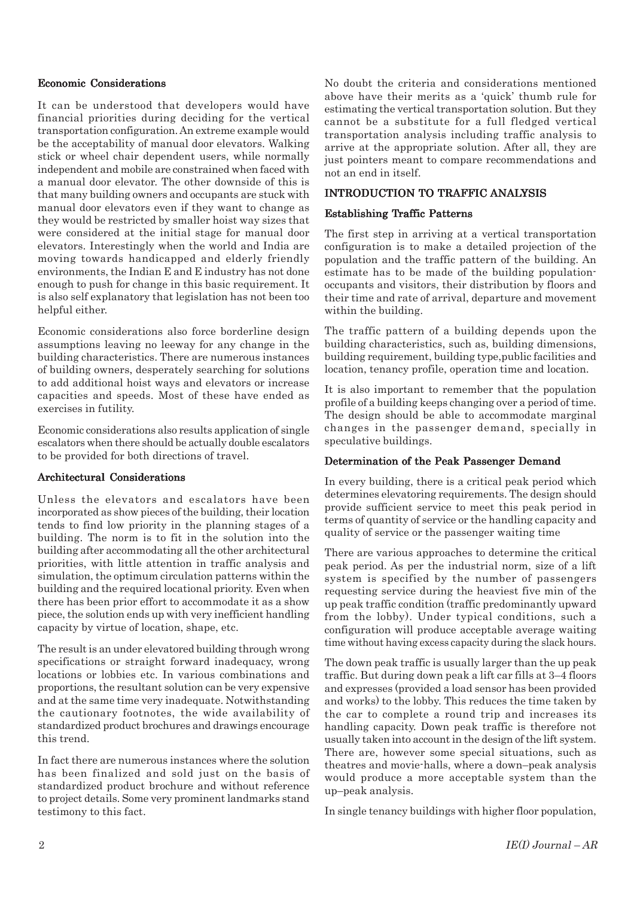### Economic Considerations

It can be understood that developers would have financial priorities during deciding for the vertical transportation configuration. An extreme example would be the acceptability of manual door elevators. Walking stick or wheel chair dependent users, while normally independent and mobile are constrained when faced with a manual door elevator. The other downside of this is that many building owners and occupants are stuck with manual door elevators even if they want to change as they would be restricted by smaller hoist way sizes that were considered at the initial stage for manual door elevators. Interestingly when the world and India are moving towards handicapped and elderly friendly environments, the Indian E and E industry has not done enough to push for change in this basic requirement. It is also self explanatory that legislation has not been too helpful either.

Economic considerations also force borderline design assumptions leaving no leeway for any change in the building characteristics. There are numerous instances of building owners, desperately searching for solutions to add additional hoist ways and elevators or increase capacities and speeds. Most of these have ended as exercises in futility.

Economic considerations also results application of single escalators when there should be actually double escalators to be provided for both directions of travel.

### Architectural Considerations

Unless the elevators and escalators have been incorporated as show pieces of the building, their location tends to find low priority in the planning stages of a building. The norm is to fit in the solution into the building after accommodating all the other architectural priorities, with little attention in traffic analysis and simulation, the optimum circulation patterns within the building and the required locational priority. Even when there has been prior effort to accommodate it as a show piece, the solution ends up with very inefficient handling capacity by virtue of location, shape, etc.

The result is an under elevatored building through wrong specifications or straight forward inadequacy, wrong locations or lobbies etc. In various combinations and proportions, the resultant solution can be very expensive and at the same time very inadequate. Notwithstanding the cautionary footnotes, the wide availability of standardized product brochures and drawings encourage this trend.

In fact there are numerous instances where the solution has been finalized and sold just on the basis of standardized product brochure and without reference to project details. Some very prominent landmarks stand testimony to this fact.

No doubt the criteria and considerations mentioned above have their merits as a 'quick' thumb rule for estimating the vertical transportation solution. But they cannot be a substitute for a full fledged vertical transportation analysis including traffic analysis to arrive at the appropriate solution. After all, they are just pointers meant to compare recommendations and not an end in itself.

## INTRODUCTION TO TRAFFIC ANALYSIS

### Establishing Traffic Patterns

The first step in arriving at a vertical transportation configuration is to make a detailed projection of the population and the traffic pattern of the building. An estimate has to be made of the building population-occupants and visitors, their distribution by floors and their time and rate of arrival, departure and movement within the building.

The traffic pattern of a building depends upon the building characteristics, such as, building dimensions, building requirement, building type,public facilities and location, tenancy profile, operation time and location.

It is also important to remember that the population profile of a building keeps changing over a period of time. The design should be able to accommodate marginal changes in the passenger demand, specially in speculative buildings.

### Determination of the Peak Passenger Demand

In every building, there is a critical peak period which determines elevatoring requirements. The design should provide sufficient service to meet this peak period in terms of quantity of service or the handling capacity and quality of service or the passenger waiting time

There are various approaches to determine the critical peak period. As per the industrial norm, size of a lift system is specified by the number of passengers requesting service during the heaviest five min of the up peak traffic condition (traffic predominantly upward from the lobby). Under typical conditions, such a configuration will produce acceptable average waiting time without having excess capacity during the slack hours.

The down peak traffic is usually larger than the up peak traffic. But during down peak a lift car fills at 3–4 floors and expresses (provided a load sensor has been provided and works) to the lobby. This reduces the time taken by the car to complete a round trip and increases its handling capacity. Down peak traffic is therefore not usually taken into account in the design of the lift system. There are, however some special situations, such as theatres and movie-halls, where a down–peak analysis would produce a more acceptable system than the up–peak analysis.

In single tenancy buildings with higher floor population,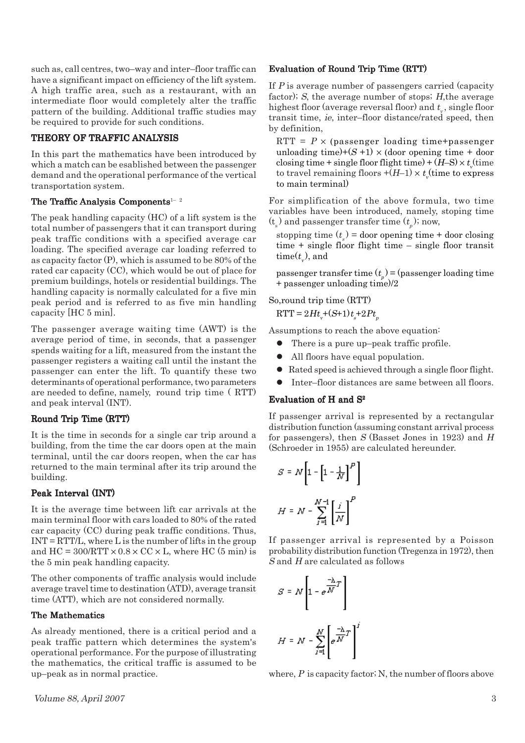such as, call centres, two–way and inter–floor traffic can have a significant impact on efficiency of the lift system. A high traffic area, such as a restaurant, with an intermediate floor would completely alter the traffic pattern of the building. Additional traffic studies may be required to provide for such conditions.

## THEORY OF TRAFFIC ANALYSIS

In this part the mathematics have been introduced by which a match can be esablished between the passenger demand and the operational performance of the vertical transportation system.

### The Traffic Analysis Components[1–2]

The peak handling capacity (HC) of a lift system is the total number of passengers that it can transport during peak traffic conditions with a specified average car loading. The specified average car loading referred to as capacity factor (P), which is assumed to be 80% of the rated car capacity (CC), which would be out of place for premium buildings, hotels or residential buildings. The handling capacity is normally calculated for a five min peak period and is referred to as five min handling capacity [HC 5 min].

The passenger average waiting time (AWT) is the average period of time, in seconds, that a passenger spends waiting for a lift, measured from the instant the passenger registers a waiting call until the instant the passenger can enter the lift. To quantify these two determinants of operational performance, two parameters are needed to define, namely, round trip time ( RTT) and peak interval (INT).

### Round Trip Time (RTT)

It is the time in seconds for a single car trip around a building, from the time the car doors open at the main terminal, until the car doors reopen, when the car has returned to the main terminal after its trip around the building.

### Peak Interval (INT)

It is the average time between lift car arrivals at the main terminal floor with cars loaded to 80% of the rated car capacity (CC) during peak traffic conditions. Thus, INT = RTT/L, where L is the number of lifts in the group and HC = 300/RTT × 0.8 × CC × L, where HC (5 min) is the 5 min peak handling capacity.

The other components of traffic analysis would include average travel time to destination (ATD), average transit time (ATT), which are not considered normally.

### The Mathematics

As already mentioned, there is a critical period and a peak traffic pattern which determines the system's operational performance. For the purpose of illustrating the mathematics, the critical traffic is assumed to be up–peak as in normal practice.

### Evaluation of Round Trip Time (RTT)

If $P$ is average number of passengers carried (capacity factor); $S$, the average number of stops; $H$,the average highest floor (average reversal floor) and $t_v$, single floor transit time, *ie*, inter–floor distance/rated speed, then by definition,

RTT = $P$ × (passenger loading time+passenger unloading time)+($S$ +1) × (door opening time + door closing time + single floor flight time) + ($H$–S) × $t_v$(time to travel remaining floors +($H$–1) × $t_v$(time to express to main terminal)

For simplification of the above formula, two time variables have been introduced, namely, stoping time ($t_s$) and passenger transfer time ($t_p$); now,

stopping time ($t_s$) = door opening time + door closing time + single floor flight time – single floor transit time($t_v$), and

passenger transfer time ($t_p$) = (passenger loading time + passenger unloading time)/2

So,round trip time (RTT)

$$\text{RTT} = 2Ht_v + (S+1)t_s + 2Pt_p$$

Assumptions to reach the above equation:

- There is a pure up–peak traffic profile.
- All floors have equal population.
- Rated speed is achieved through a single floor flight.
- Inter–floor distances are same between all floors.

### Evaluation of H and S[2]

If passenger arrival is represented by a rectangular distribution function (assuming constant arrival process for passengers), then $S$ (Basset Jones in 1923) and $H$ (Schroeder in 1955) are calculated hereunder.

$$S = N\left[1 - \left[1 - \frac{1}{N}\right]^P\right]$$

$$H = N - \sum_{i=1}^{N-1}\left[\frac{i}{N}\right]^P$$

If passenger arrival is represented by a Poisson probability distribution function (Tregenza in 1972), then $S$ and $H$ are calculated as follows

$$S = N\left[1 - e^{\frac{-\lambda}{N}T}\right]$$

$$H = N - \sum_{i=1}^{N}\left[e^{\frac{-\lambda}{N}T}\right]^i$$

where, $P$ is capacity factor; N, the number of floors above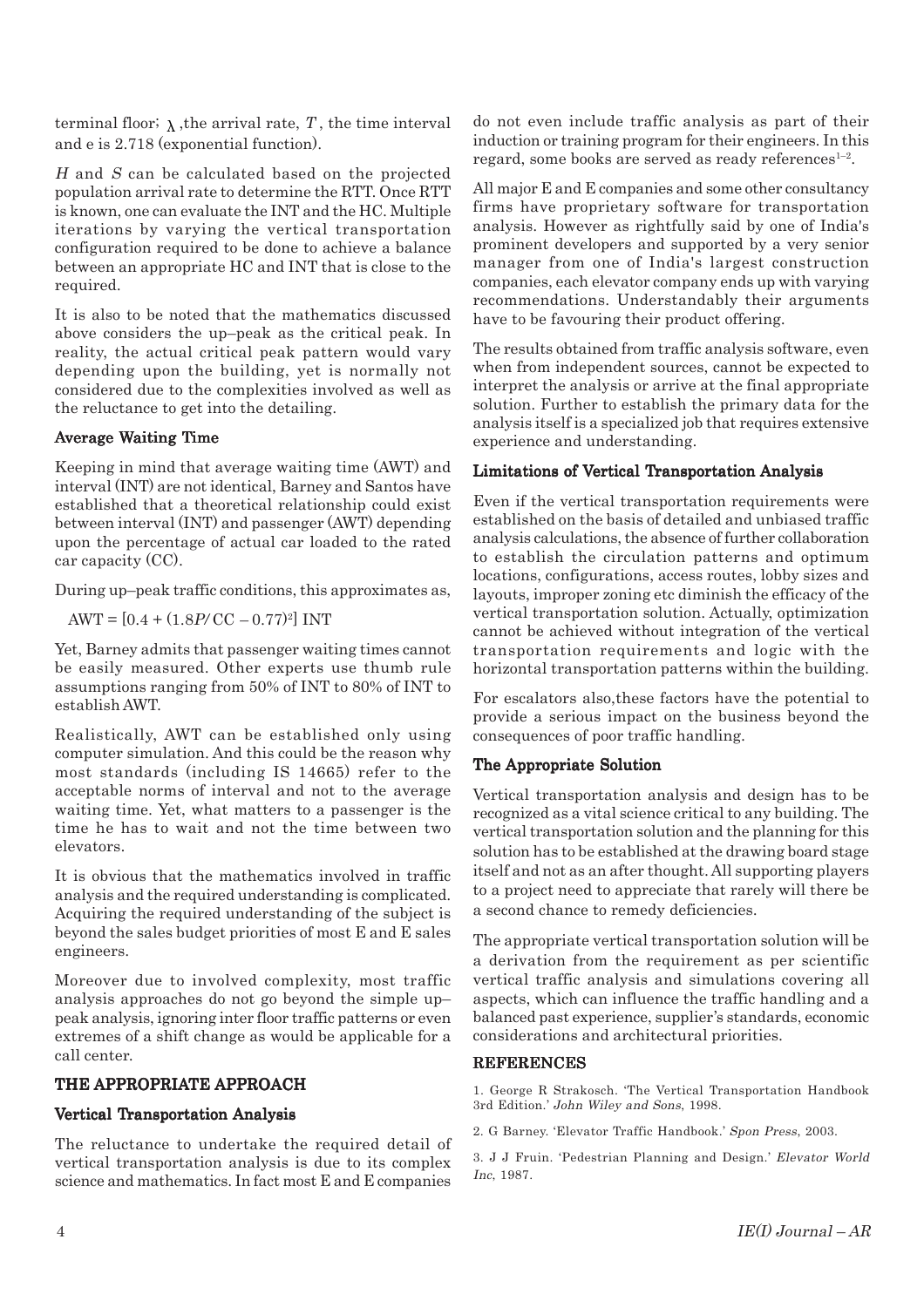terminal floor; $\lambda$, the arrival rate, $T$, the time interval and e is 2.718 (exponential function).

$H$ and $S$ can be calculated based on the projected population arrival rate to determine the RTT. Once RTT is known, one can evaluate the INT and the HC. Multiple iterations by varying the vertical transportation configuration required to be done to achieve a balance between an appropriate HC and INT that is close to the required.

It is also to be noted that the mathematics discussed above considers the up–peak as the critical peak. In reality, the actual critical peak pattern would vary depending upon the building, yet is normally not considered due to the complexities involved as well as the reluctance to get into the detailing.

### Average Waiting Time

Keeping in mind that average waiting time (AWT) and interval (INT) are not identical, Barney and Santos have established that a theoretical relationship could exist between interval (INT) and passenger (AWT) depending upon the percentage of actual car loaded to the rated car capacity (CC).

During up–peak traffic conditions, this approximates as,

$$\text{AWT} = [0.4 + (1.8P/\text{CC} - 0.77)^2]\ \text{INT}$$

Yet, Barney admits that passenger waiting times cannot be easily measured. Other experts use thumb rule assumptions ranging from 50% of INT to 80% of INT to establish AWT.

Realistically, AWT can be established only using computer simulation. And this could be the reason why most standards (including IS 14665) refer to the acceptable norms of interval and not to the average waiting time. Yet, what matters to a passenger is the time he has to wait and not the time between two elevators.

It is obvious that the mathematics involved in traffic analysis and the required understanding is complicated. Acquiring the required understanding of the subject is beyond the sales budget priorities of most E and E sales engineers.

Moreover due to involved complexity, most traffic analysis approaches do not go beyond the simple up–peak analysis, ignoring inter floor traffic patterns or even extremes of a shift change as would be applicable for a call center.

## THE APPROPRIATE APPROACH

### Vertical Transportation Analysis

The reluctance to undertake the required detail of vertical transportation analysis is due to its complex science and mathematics. In fact most E and E companies do not even include traffic analysis as part of their induction or training program for their engineers. In this regard, some books are served as ready references[1–2].

All major E and E companies and some other consultancy firms have proprietary software for transportation analysis. However as rightfully said by one of India's prominent developers and supported by a very senior manager from one of India's largest construction companies, each elevator company ends up with varying recommendations. Understandably their arguments have to be favouring their product offering.

The results obtained from traffic analysis software, even when from independent sources, cannot be expected to interpret the analysis or arrive at the final appropriate solution. Further to establish the primary data for the analysis itself is a specialized job that requires extensive experience and understanding.

### Limitations of Vertical Transportation Analysis

Even if the vertical transportation requirements were established on the basis of detailed and unbiased traffic analysis calculations, the absence of further collaboration to establish the circulation patterns and optimum locations, configurations, access routes, lobby sizes and layouts, improper zoning etc diminish the efficacy of the vertical transportation solution. Actually, optimization cannot be achieved without integration of the vertical transportation requirements and logic with the horizontal transportation patterns within the building.

For escalators also,these factors have the potential to provide a serious impact on the business beyond the consequences of poor traffic handling.

### The Appropriate Solution

Vertical transportation analysis and design has to be recognized as a vital science critical to any building. The vertical transportation solution and the planning for this solution has to be established at the drawing board stage itself and not as an after thought. All supporting players to a project need to appreciate that rarely will there be a second chance to remedy deficiencies.

The appropriate vertical transportation solution will be a derivation from the requirement as per scientific vertical traffic analysis and simulations covering all aspects, which can influence the traffic handling and a balanced past experience, supplier's standards, economic considerations and architectural priorities.

## REFERENCES

1. George R Strakosch. 'The Vertical Transportation Handbook 3rd Edition.' *John Wiley and Sons*, 1998.

2. G Barney. 'Elevator Traffic Handbook.' *Spon Press*, 2003.

3. J J Fruin. 'Pedestrian Planning and Design.' *Elevator World Inc*, 1987.